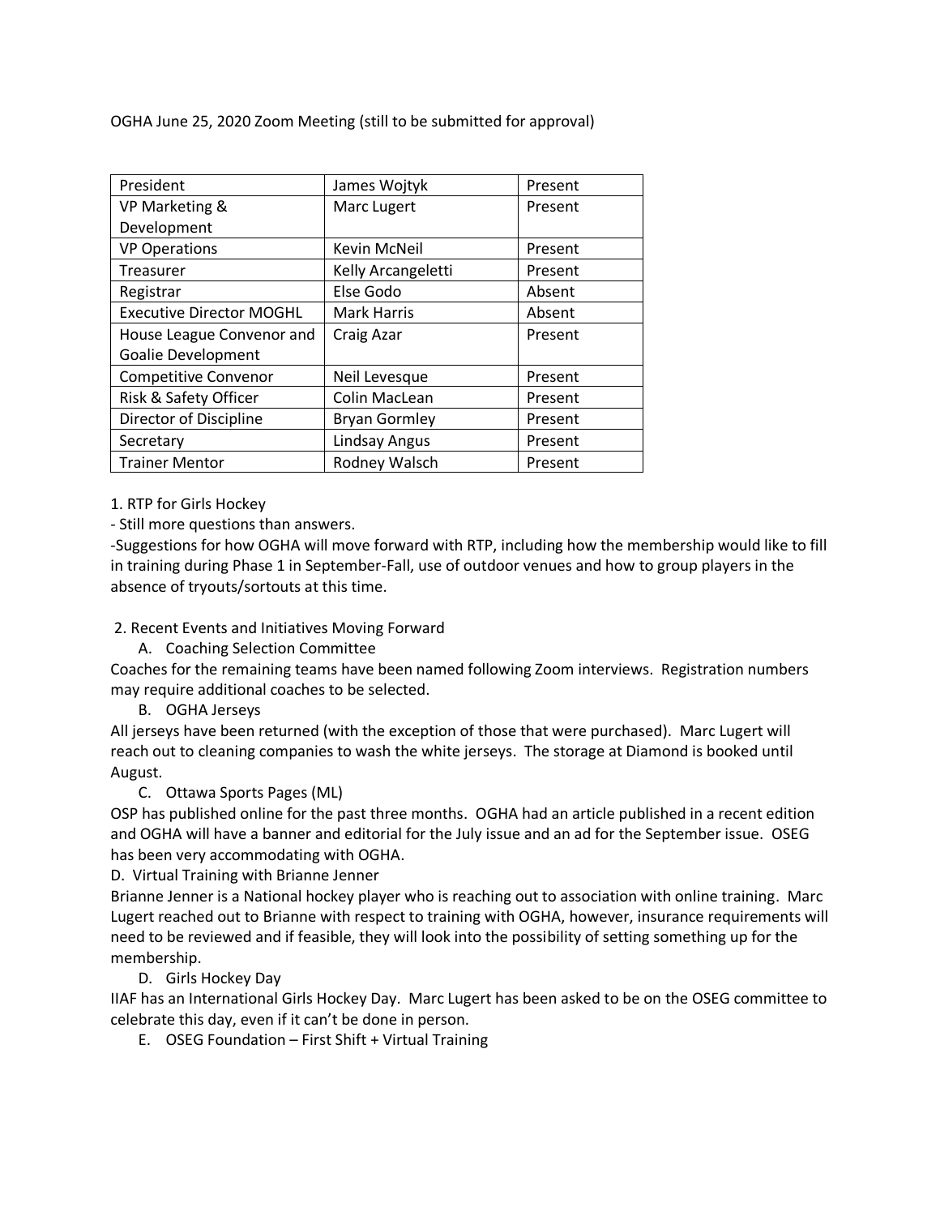OGHA June 25, 2020 Zoom Meeting (still to be submitted for approval)

| President | James Wojtyk | Present |
|---|---|---|
| VP Marketing & Development | Marc Lugert | Present |
| VP Operations | Kevin McNeil | Present |
| Treasurer | Kelly Arcangeletti | Present |
| Registrar | Else Godo | Absent |
| Executive Director MOGHL | Mark Harris | Absent |
| House League Convenor and Goalie Development | Craig Azar | Present |
| Competitive Convenor | Neil Levesque | Present |
| Risk & Safety Officer | Colin MacLean | Present |
| Director of Discipline | Bryan Gormley | Present |
| Secretary | Lindsay Angus | Present |
| Trainer Mentor | Rodney Walsch | Present |

1. RTP for Girls Hockey

- Still more questions than answers.

-Suggestions for how OGHA will move forward with RTP, including how the membership would like to fill in training during Phase 1 in September-Fall, use of outdoor venues and how to group players in the absence of tryouts/sortouts at this time.

2. Recent Events and Initiatives Moving Forward

A. Coaching Selection Committee

Coaches for the remaining teams have been named following Zoom interviews. Registration numbers may require additional coaches to be selected.

B. OGHA Jerseys

All jerseys have been returned (with the exception of those that were purchased). Marc Lugert will reach out to cleaning companies to wash the white jerseys. The storage at Diamond is booked until August.

C. Ottawa Sports Pages (ML)

OSP has published online for the past three months. OGHA had an article published in a recent edition and OGHA will have a banner and editorial for the July issue and an ad for the September issue. OSEG has been very accommodating with OGHA.

D. Virtual Training with Brianne Jenner

Brianne Jenner is a National hockey player who is reaching out to association with online training. Marc Lugert reached out to Brianne with respect to training with OGHA, however, insurance requirements will need to be reviewed and if feasible, they will look into the possibility of setting something up for the membership.

D. Girls Hockey Day

IIAF has an International Girls Hockey Day. Marc Lugert has been asked to be on the OSEG committee to celebrate this day, even if it can't be done in person.

E. OSEG Foundation – First Shift + Virtual Training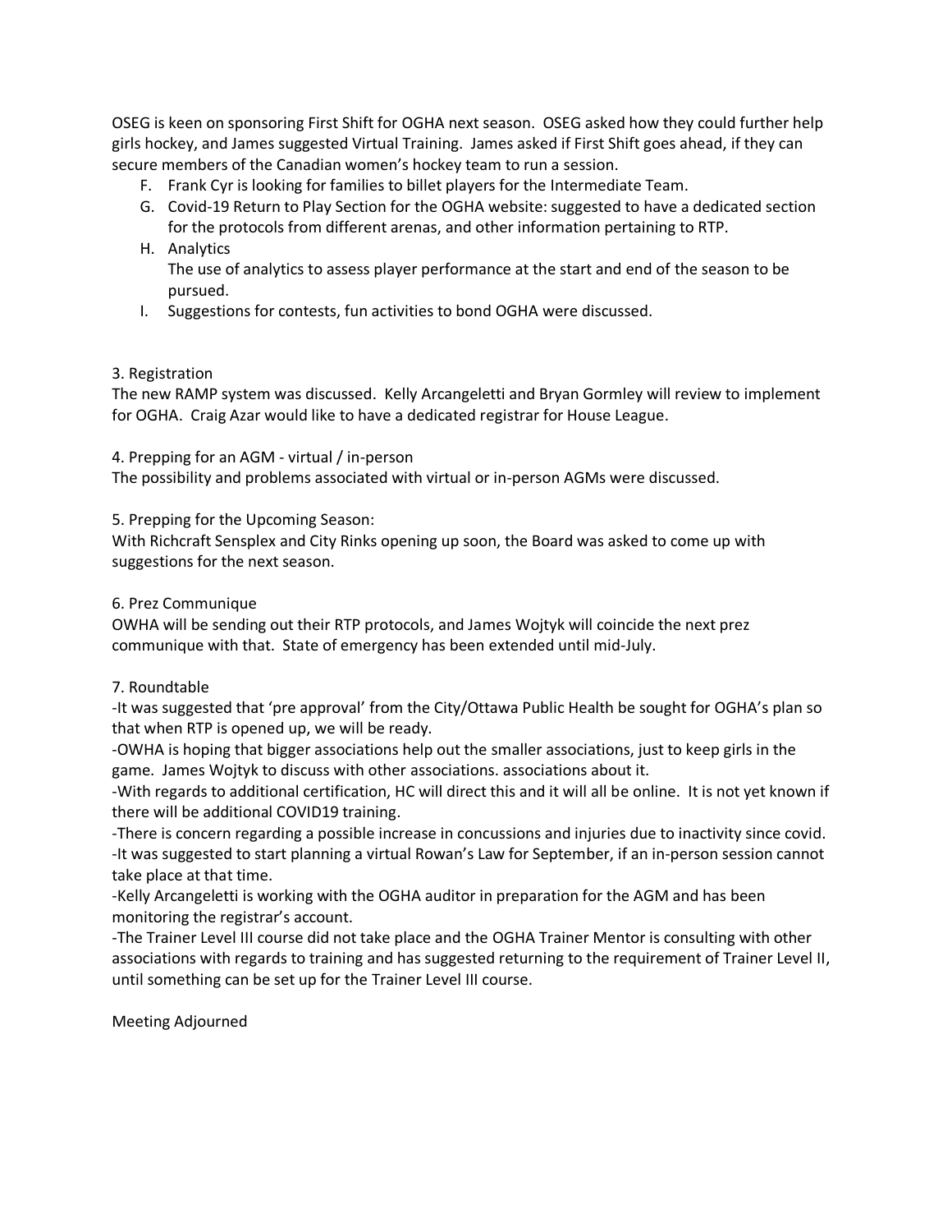OSEG is keen on sponsoring First Shift for OGHA next season. OSEG asked how they could further help girls hockey, and James suggested Virtual Training. James asked if First Shift goes ahead, if they can secure members of the Canadian women's hockey team to run a session.

F. Frank Cyr is looking for families to billet players for the Intermediate Team.

G. Covid-19 Return to Play Section for the OGHA website: suggested to have a dedicated section for the protocols from different arenas, and other information pertaining to RTP.

H. Analytics
The use of analytics to assess player performance at the start and end of the season to be pursued.

I. Suggestions for contests, fun activities to bond OGHA were discussed.

3. Registration
The new RAMP system was discussed. Kelly Arcangeletti and Bryan Gormley will review to implement for OGHA. Craig Azar would like to have a dedicated registrar for House League.

4. Prepping for an AGM - virtual / in-person
The possibility and problems associated with virtual or in-person AGMs were discussed.

5. Prepping for the Upcoming Season:
With Richcraft Sensplex and City Rinks opening up soon, the Board was asked to come up with suggestions for the next season.

6. Prez Communique
OWHA will be sending out their RTP protocols, and James Wojtyk will coincide the next prez communique with that. State of emergency has been extended until mid-July.

7. Roundtable
-It was suggested that 'pre approval' from the City/Ottawa Public Health be sought for OGHA's plan so that when RTP is opened up, we will be ready.
-OWHA is hoping that bigger associations help out the smaller associations, just to keep girls in the game. James Wojtyk to discuss with other associations. associations about it.
-With regards to additional certification, HC will direct this and it will all be online. It is not yet known if there will be additional COVID19 training.
-There is concern regarding a possible increase in concussions and injuries due to inactivity since covid.
-It was suggested to start planning a virtual Rowan's Law for September, if an in-person session cannot take place at that time.
-Kelly Arcangeletti is working with the OGHA auditor in preparation for the AGM and has been monitoring the registrar's account.
-The Trainer Level III course did not take place and the OGHA Trainer Mentor is consulting with other associations with regards to training and has suggested returning to the requirement of Trainer Level II, until something can be set up for the Trainer Level III course.

Meeting Adjourned